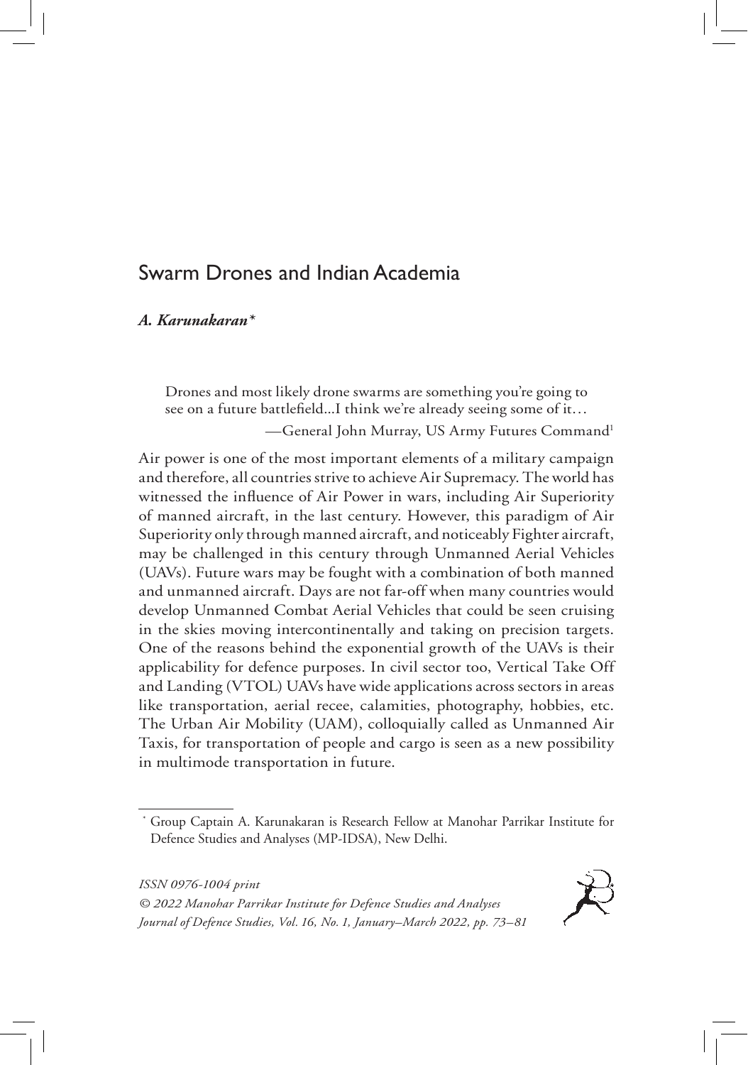# Swarm Drones and Indian Academia

***A. Karunakaran****

> Drones and most likely drone swarms are something you're going to see on a future battlefield...I think we're already seeing some of it…
>
> —General John Murray, US Army Futures Command[1]

Air power is one of the most important elements of a military campaign and therefore, all countries strive to achieve Air Supremacy. The world has witnessed the influence of Air Power in wars, including Air Superiority of manned aircraft, in the last century. However, this paradigm of Air Superiority only through manned aircraft, and noticeably Fighter aircraft, may be challenged in this century through Unmanned Aerial Vehicles (UAVs). Future wars may be fought with a combination of both manned and unmanned aircraft. Days are not far-off when many countries would develop Unmanned Combat Aerial Vehicles that could be seen cruising in the skies moving intercontinentally and taking on precision targets. One of the reasons behind the exponential growth of the UAVs is their applicability for defence purposes. In civil sector too, Vertical Take Off and Landing (VTOL) UAVs have wide applications across sectors in areas like transportation, aerial recee, calamities, photography, hobbies, etc. The Urban Air Mobility (UAM), colloquially called as Unmanned Air Taxis, for transportation of people and cargo is seen as a new possibility in multimode transportation in future.

---

\* Group Captain A. Karunakaran is Research Fellow at Manohar Parrikar Institute for Defence Studies and Analyses (MP-IDSA), New Delhi.

*ISSN 0976-1004 print*
*© 2022 Manohar Parrikar Institute for Defence Studies and Analyses*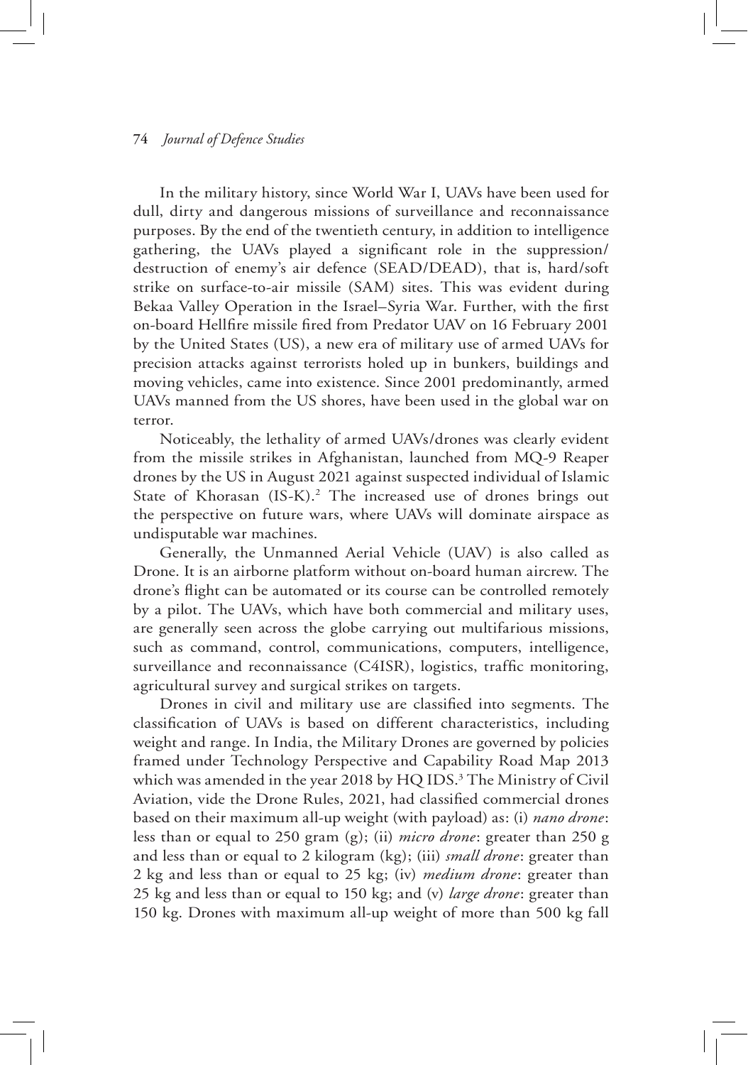In the military history, since World War I, UAVs have been used for dull, dirty and dangerous missions of surveillance and reconnaissance purposes. By the end of the twentieth century, in addition to intelligence gathering, the UAVs played a significant role in the suppression/destruction of enemy's air defence (SEAD/DEAD), that is, hard/soft strike on surface-to-air missile (SAM) sites. This was evident during Bekaa Valley Operation in the Israel–Syria War. Further, with the first on-board Hellfire missile fired from Predator UAV on 16 February 2001 by the United States (US), a new era of military use of armed UAVs for precision attacks against terrorists holed up in bunkers, buildings and moving vehicles, came into existence. Since 2001 predominantly, armed UAVs manned from the US shores, have been used in the global war on terror.

Noticeably, the lethality of armed UAVs/drones was clearly evident from the missile strikes in Afghanistan, launched from MQ-9 Reaper drones by the US in August 2021 against suspected individual of Islamic State of Khorasan (IS-K).[2] The increased use of drones brings out the perspective on future wars, where UAVs will dominate airspace as undisputable war machines.

Generally, the Unmanned Aerial Vehicle (UAV) is also called as Drone. It is an airborne platform without on-board human aircrew. The drone's flight can be automated or its course can be controlled remotely by a pilot. The UAVs, which have both commercial and military uses, are generally seen across the globe carrying out multifarious missions, such as command, control, communications, computers, intelligence, surveillance and reconnaissance (C4ISR), logistics, traffic monitoring, agricultural survey and surgical strikes on targets.

Drones in civil and military use are classified into segments. The classification of UAVs is based on different characteristics, including weight and range. In India, the Military Drones are governed by policies framed under Technology Perspective and Capability Road Map 2013 which was amended in the year 2018 by HQ IDS.[3] The Ministry of Civil Aviation, vide the Drone Rules, 2021, had classified commercial drones based on their maximum all-up weight (with payload) as: (i) *nano drone*: less than or equal to 250 gram (g); (ii) *micro drone*: greater than 250 g and less than or equal to 2 kilogram (kg); (iii) *small drone*: greater than 2 kg and less than or equal to 25 kg; (iv) *medium drone*: greater than 25 kg and less than or equal to 150 kg; and (v) *large drone*: greater than 150 kg. Drones with maximum all-up weight of more than 500 kg fall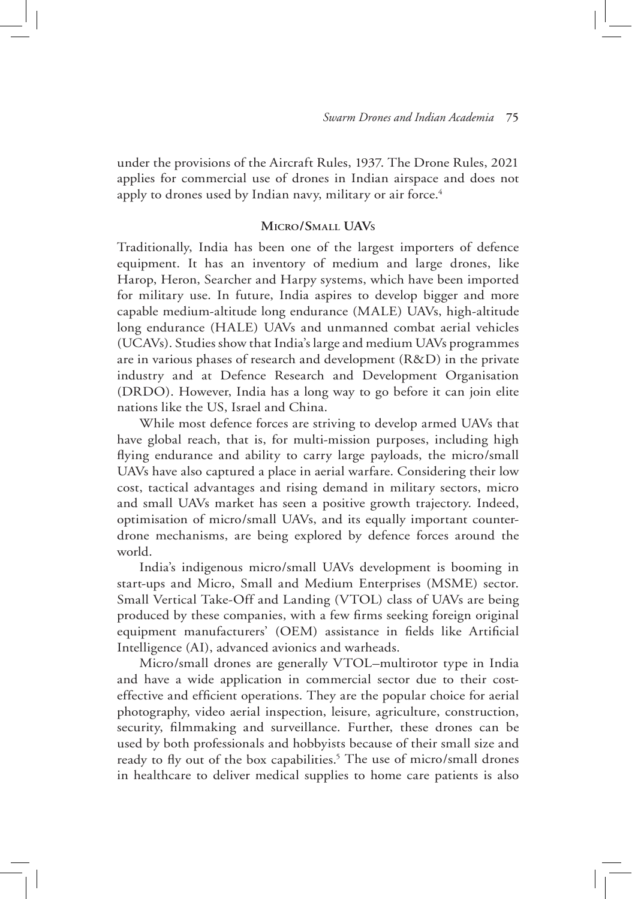under the provisions of the Aircraft Rules, 1937. The Drone Rules, 2021 applies for commercial use of drones in Indian airspace and does not apply to drones used by Indian navy, military or air force.[4]

## Micro/Small UAVs

Traditionally, India has been one of the largest importers of defence equipment. It has an inventory of medium and large drones, like Harop, Heron, Searcher and Harpy systems, which have been imported for military use. In future, India aspires to develop bigger and more capable medium-altitude long endurance (MALE) UAVs, high-altitude long endurance (HALE) UAVs and unmanned combat aerial vehicles (UCAVs). Studies show that India's large and medium UAVs programmes are in various phases of research and development (R&D) in the private industry and at Defence Research and Development Organisation (DRDO). However, India has a long way to go before it can join elite nations like the US, Israel and China.

While most defence forces are striving to develop armed UAVs that have global reach, that is, for multi-mission purposes, including high flying endurance and ability to carry large payloads, the micro/small UAVs have also captured a place in aerial warfare. Considering their low cost, tactical advantages and rising demand in military sectors, micro and small UAVs market has seen a positive growth trajectory. Indeed, optimisation of micro/small UAVs, and its equally important counter-drone mechanisms, are being explored by defence forces around the world.

India's indigenous micro/small UAVs development is booming in start-ups and Micro, Small and Medium Enterprises (MSME) sector. Small Vertical Take-Off and Landing (VTOL) class of UAVs are being produced by these companies, with a few firms seeking foreign original equipment manufacturers' (OEM) assistance in fields like Artificial Intelligence (AI), advanced avionics and warheads.

Micro/small drones are generally VTOL–multirotor type in India and have a wide application in commercial sector due to their cost-effective and efficient operations. They are the popular choice for aerial photography, video aerial inspection, leisure, agriculture, construction, security, filmmaking and surveillance. Further, these drones can be used by both professionals and hobbyists because of their small size and ready to fly out of the box capabilities.[5] The use of micro/small drones in healthcare to deliver medical supplies to home care patients is also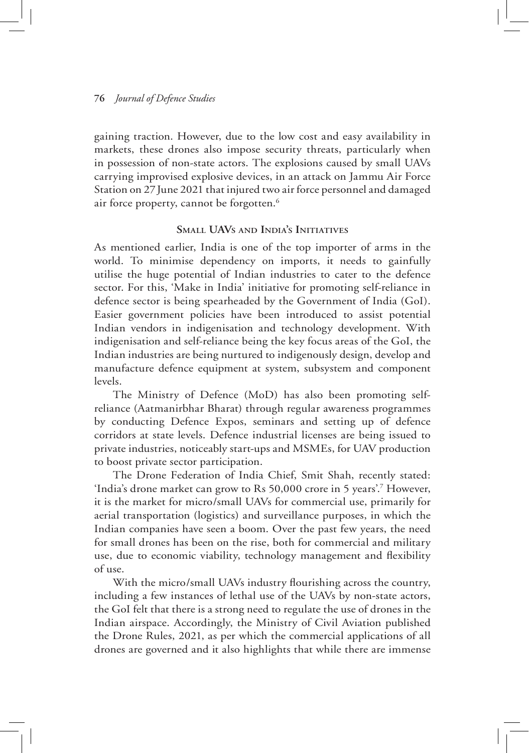gaining traction. However, due to the low cost and easy availability in markets, these drones also impose security threats, particularly when in possession of non-state actors. The explosions caused by small UAVs carrying improvised explosive devices, in an attack on Jammu Air Force Station on 27 June 2021 that injured two air force personnel and damaged air force property, cannot be forgotten.[6]

## Small UAVs and India's Initiatives

As mentioned earlier, India is one of the top importer of arms in the world. To minimise dependency on imports, it needs to gainfully utilise the huge potential of Indian industries to cater to the defence sector. For this, 'Make in India' initiative for promoting self-reliance in defence sector is being spearheaded by the Government of India (GoI). Easier government policies have been introduced to assist potential Indian vendors in indigenisation and technology development. With indigenisation and self-reliance being the key focus areas of the GoI, the Indian industries are being nurtured to indigenously design, develop and manufacture defence equipment at system, subsystem and component levels.

The Ministry of Defence (MoD) has also been promoting self-reliance (Aatmanirbhar Bharat) through regular awareness programmes by conducting Defence Expos, seminars and setting up of defence corridors at state levels. Defence industrial licenses are being issued to private industries, noticeably start-ups and MSMEs, for UAV production to boost private sector participation.

The Drone Federation of India Chief, Smit Shah, recently stated: 'India's drone market can grow to Rs 50,000 crore in 5 years'.[7] However, it is the market for micro/small UAVs for commercial use, primarily for aerial transportation (logistics) and surveillance purposes, in which the Indian companies have seen a boom. Over the past few years, the need for small drones has been on the rise, both for commercial and military use, due to economic viability, technology management and flexibility of use.

With the micro/small UAVs industry flourishing across the country, including a few instances of lethal use of the UAVs by non-state actors, the GoI felt that there is a strong need to regulate the use of drones in the Indian airspace. Accordingly, the Ministry of Civil Aviation published the Drone Rules, 2021, as per which the commercial applications of all drones are governed and it also highlights that while there are immense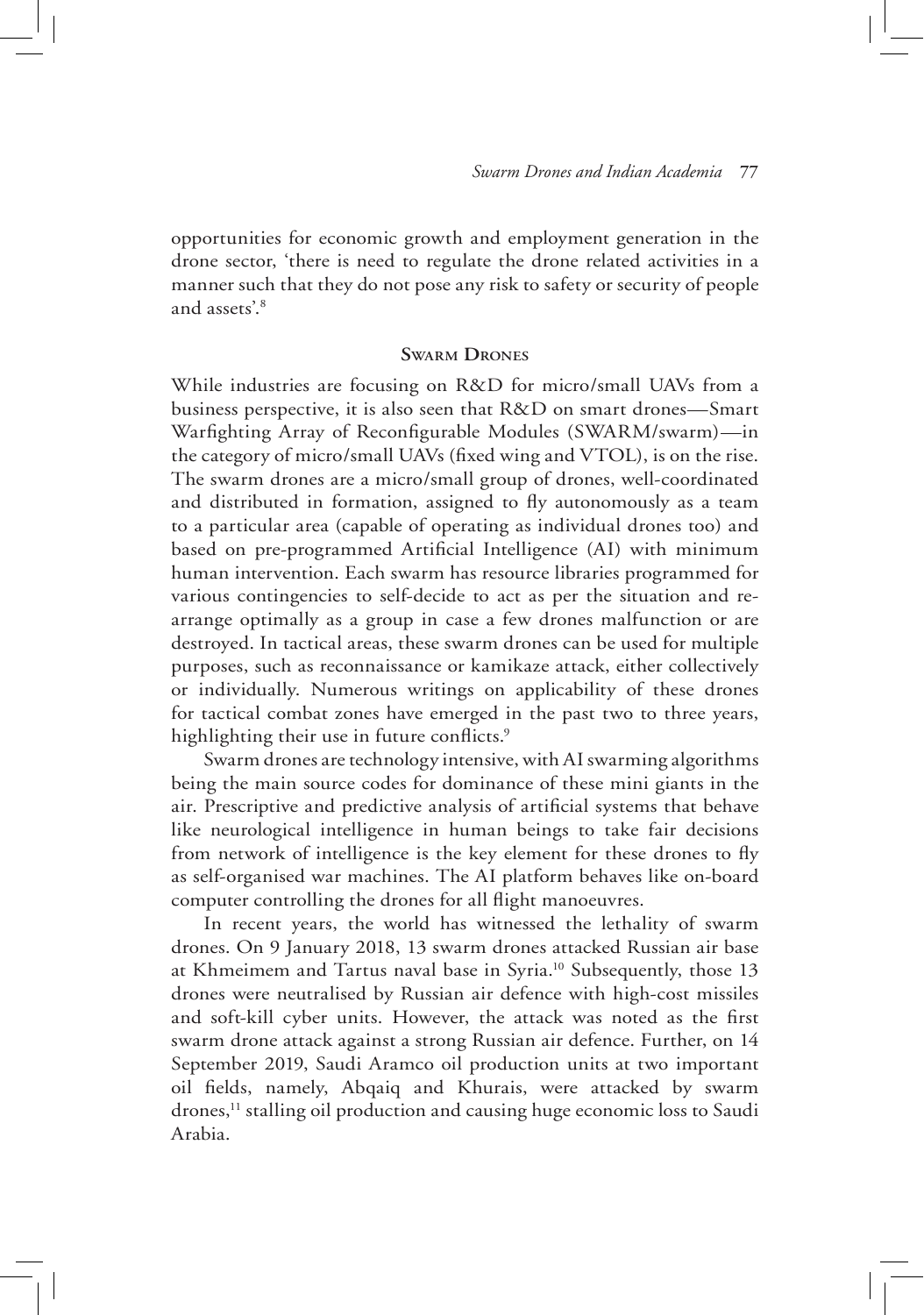opportunities for economic growth and employment generation in the drone sector, 'there is need to regulate the drone related activities in a manner such that they do not pose any risk to safety or security of people and assets'.[8]

## Swarm Drones

While industries are focusing on R&D for micro/small UAVs from a business perspective, it is also seen that R&D on smart drones—Smart Warfighting Array of Reconfigurable Modules (SWARM/swarm)—in the category of micro/small UAVs (fixed wing and VTOL), is on the rise. The swarm drones are a micro/small group of drones, well-coordinated and distributed in formation, assigned to fly autonomously as a team to a particular area (capable of operating as individual drones too) and based on pre-programmed Artificial Intelligence (AI) with minimum human intervention. Each swarm has resource libraries programmed for various contingencies to self-decide to act as per the situation and re-arrange optimally as a group in case a few drones malfunction or are destroyed. In tactical areas, these swarm drones can be used for multiple purposes, such as reconnaissance or kamikaze attack, either collectively or individually. Numerous writings on applicability of these drones for tactical combat zones have emerged in the past two to three years, highlighting their use in future conflicts.[9]

Swarm drones are technology intensive, with AI swarming algorithms being the main source codes for dominance of these mini giants in the air. Prescriptive and predictive analysis of artificial systems that behave like neurological intelligence in human beings to take fair decisions from network of intelligence is the key element for these drones to fly as self-organised war machines. The AI platform behaves like on-board computer controlling the drones for all flight manoeuvres.

In recent years, the world has witnessed the lethality of swarm drones. On 9 January 2018, 13 swarm drones attacked Russian air base at Khmeimem and Tartus naval base in Syria.[10] Subsequently, those 13 drones were neutralised by Russian air defence with high-cost missiles and soft-kill cyber units. However, the attack was noted as the first swarm drone attack against a strong Russian air defence. Further, on 14 September 2019, Saudi Aramco oil production units at two important oil fields, namely, Abqaiq and Khurais, were attacked by swarm drones,[11] stalling oil production and causing huge economic loss to Saudi Arabia.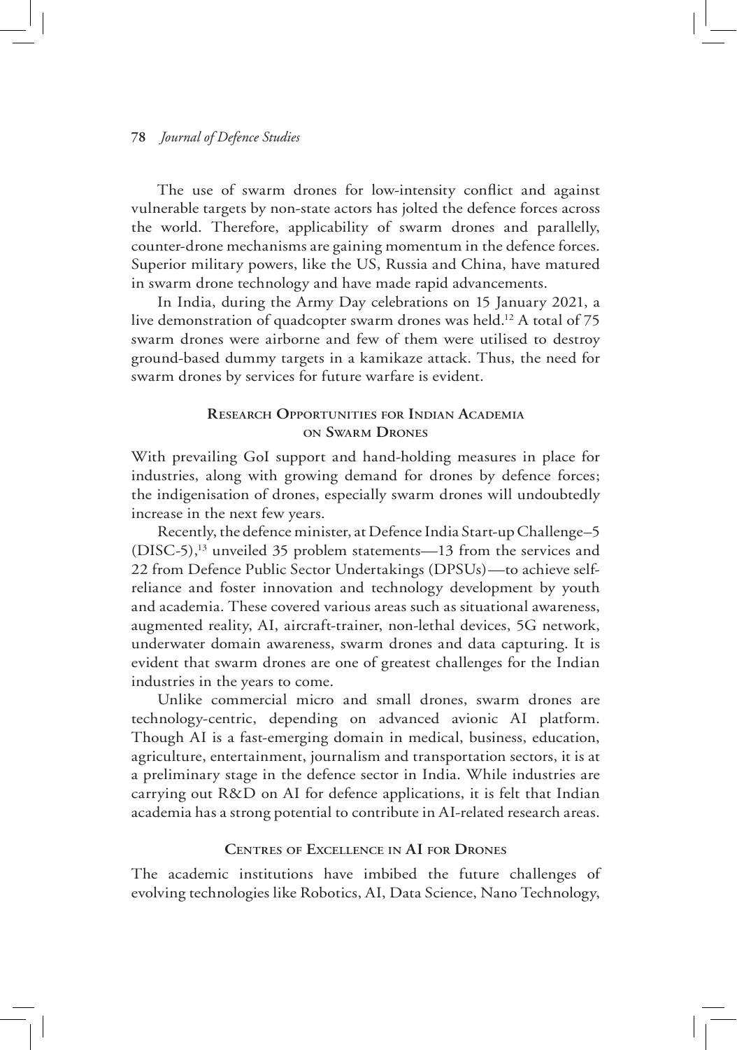The use of swarm drones for low-intensity conflict and against vulnerable targets by non-state actors has jolted the defence forces across the world. Therefore, applicability of swarm drones and parallelly, counter-drone mechanisms are gaining momentum in the defence forces. Superior military powers, like the US, Russia and China, have matured in swarm drone technology and have made rapid advancements.

In India, during the Army Day celebrations on 15 January 2021, a live demonstration of quadcopter swarm drones was held.[12] A total of 75 swarm drones were airborne and few of them were utilised to destroy ground-based dummy targets in a kamikaze attack. Thus, the need for swarm drones by services for future warfare is evident.

## Research Opportunities for Indian Academia on Swarm Drones

With prevailing GoI support and hand-holding measures in place for industries, along with growing demand for drones by defence forces; the indigenisation of drones, especially swarm drones will undoubtedly increase in the next few years.

Recently, the defence minister, at Defence India Start-up Challenge–5 (DISC-5),[13] unveiled 35 problem statements—13 from the services and 22 from Defence Public Sector Undertakings (DPSUs)—to achieve self-reliance and foster innovation and technology development by youth and academia. These covered various areas such as situational awareness, augmented reality, AI, aircraft-trainer, non-lethal devices, 5G network, underwater domain awareness, swarm drones and data capturing. It is evident that swarm drones are one of greatest challenges for the Indian industries in the years to come.

Unlike commercial micro and small drones, swarm drones are technology-centric, depending on advanced avionic AI platform. Though AI is a fast-emerging domain in medical, business, education, agriculture, entertainment, journalism and transportation sectors, it is at a preliminary stage in the defence sector in India. While industries are carrying out R&D on AI for defence applications, it is felt that Indian academia has a strong potential to contribute in AI-related research areas.

## Centres of Excellence in AI for Drones

The academic institutions have imbibed the future challenges of evolving technologies like Robotics, AI, Data Science, Nano Technology,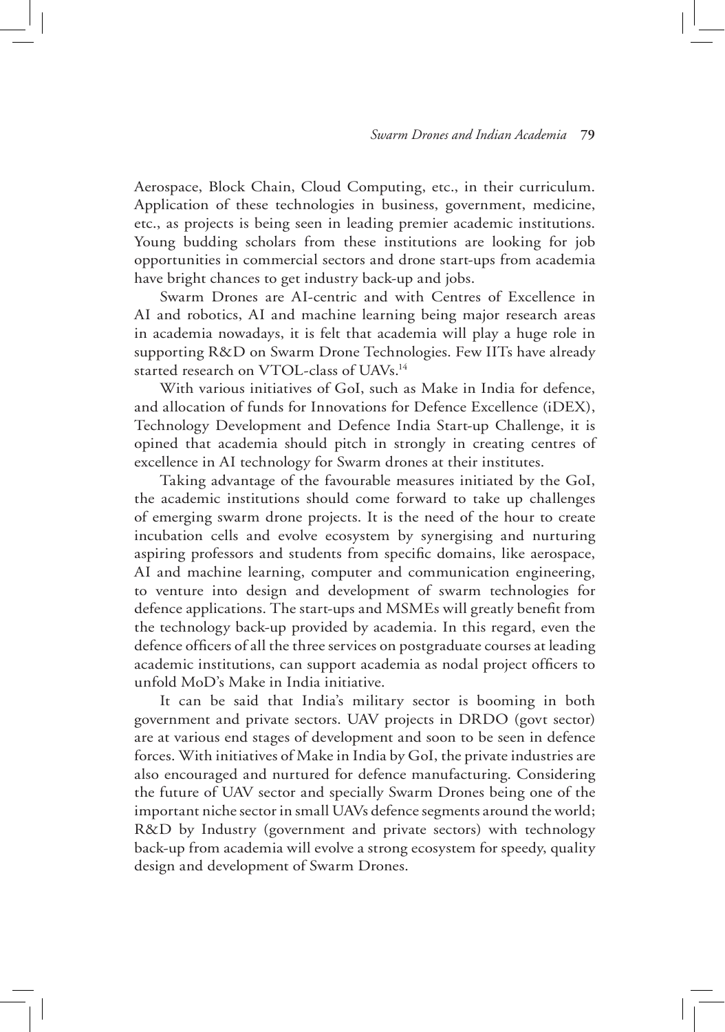Aerospace, Block Chain, Cloud Computing, etc., in their curriculum. Application of these technologies in business, government, medicine, etc., as projects is being seen in leading premier academic institutions. Young budding scholars from these institutions are looking for job opportunities in commercial sectors and drone start-ups from academia have bright chances to get industry back-up and jobs.

Swarm Drones are AI-centric and with Centres of Excellence in AI and robotics, AI and machine learning being major research areas in academia nowadays, it is felt that academia will play a huge role in supporting R&D on Swarm Drone Technologies. Few IITs have already started research on VTOL-class of UAVs.[14]

With various initiatives of GoI, such as Make in India for defence, and allocation of funds for Innovations for Defence Excellence (iDEX), Technology Development and Defence India Start-up Challenge, it is opined that academia should pitch in strongly in creating centres of excellence in AI technology for Swarm drones at their institutes.

Taking advantage of the favourable measures initiated by the GoI, the academic institutions should come forward to take up challenges of emerging swarm drone projects. It is the need of the hour to create incubation cells and evolve ecosystem by synergising and nurturing aspiring professors and students from specific domains, like aerospace, AI and machine learning, computer and communication engineering, to venture into design and development of swarm technologies for defence applications. The start-ups and MSMEs will greatly benefit from the technology back-up provided by academia. In this regard, even the defence officers of all the three services on postgraduate courses at leading academic institutions, can support academia as nodal project officers to unfold MoD's Make in India initiative.

It can be said that India's military sector is booming in both government and private sectors. UAV projects in DRDO (govt sector) are at various end stages of development and soon to be seen in defence forces. With initiatives of Make in India by GoI, the private industries are also encouraged and nurtured for defence manufacturing. Considering the future of UAV sector and specially Swarm Drones being one of the important niche sector in small UAVs defence segments around the world; R&D by Industry (government and private sectors) with technology back-up from academia will evolve a strong ecosystem for speedy, quality design and development of Swarm Drones.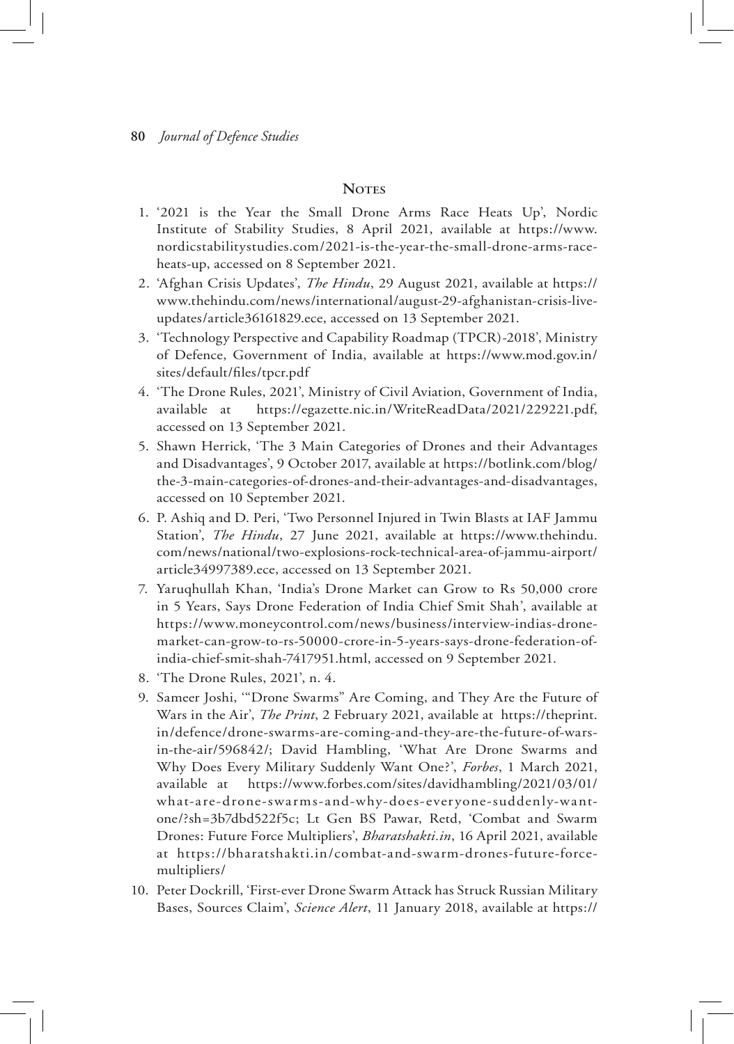## Notes

1. '2021 is the Year the Small Drone Arms Race Heats Up', Nordic Institute of Stability Studies, 8 April 2021, available at https://www.nordicstabilitystudies.com/2021-is-the-year-the-small-drone-arms-race-heats-up, accessed on 8 September 2021.
2. 'Afghan Crisis Updates', *The Hindu*, 29 August 2021, available at https://www.thehindu.com/news/international/august-29-afghanistan-crisis-live-updates/article36161829.ece, accessed on 13 September 2021.
3. 'Technology Perspective and Capability Roadmap (TPCR)-2018', Ministry of Defence, Government of India, available at https://www.mod.gov.in/sites/default/files/tpcr.pdf
4. 'The Drone Rules, 2021', Ministry of Civil Aviation, Government of India, available at https://egazette.nic.in/WriteReadData/2021/229221.pdf, accessed on 13 September 2021.
5. Shawn Herrick, 'The 3 Main Categories of Drones and their Advantages and Disadvantages', 9 October 2017, available at https://botlink.com/blog/the-3-main-categories-of-drones-and-their-advantages-and-disadvantages, accessed on 10 September 2021.
6. P. Ashiq and D. Peri, 'Two Personnel Injured in Twin Blasts at IAF Jammu Station', *The Hindu*, 27 June 2021, available at https://www.thehindu.com/news/national/two-explosions-rock-technical-area-of-jammu-airport/article34997389.ece, accessed on 13 September 2021.
7. Yaruqhullah Khan, 'India's Drone Market can Grow to Rs 50,000 crore in 5 Years, Says Drone Federation of India Chief Smit Shah', available at https://www.moneycontrol.com/news/business/interview-indias-drone-market-can-grow-to-rs-50000-crore-in-5-years-says-drone-federation-of-india-chief-smit-shah-7417951.html, accessed on 9 September 2021.
8. 'The Drone Rules, 2021', n. 4.
9. Sameer Joshi, '"Drone Swarms" Are Coming, and They Are the Future of Wars in the Air', *The Print*, 2 February 2021, available at https://theprint.in/defence/drone-swarms-are-coming-and-they-are-the-future-of-wars-in-the-air/596842/; David Hambling, 'What Are Drone Swarms and Why Does Every Military Suddenly Want One?', *Forbes*, 1 March 2021, available at https://www.forbes.com/sites/davidhambling/2021/03/01/what-are-drone-swarms-and-why-does-everyone-suddenly-want-one/?sh=3b7dbd522f5c; Lt Gen BS Pawar, Retd, 'Combat and Swarm Drones: Future Force Multipliers', *Bharatshakti.in*, 16 April 2021, available at https://bharatshakti.in/combat-and-swarm-drones-future-force-multipliers/
10. Peter Dockrill, 'First-ever Drone Swarm Attack has Struck Russian Military Bases, Sources Claim', *Science Alert*, 11 January 2018, available at https://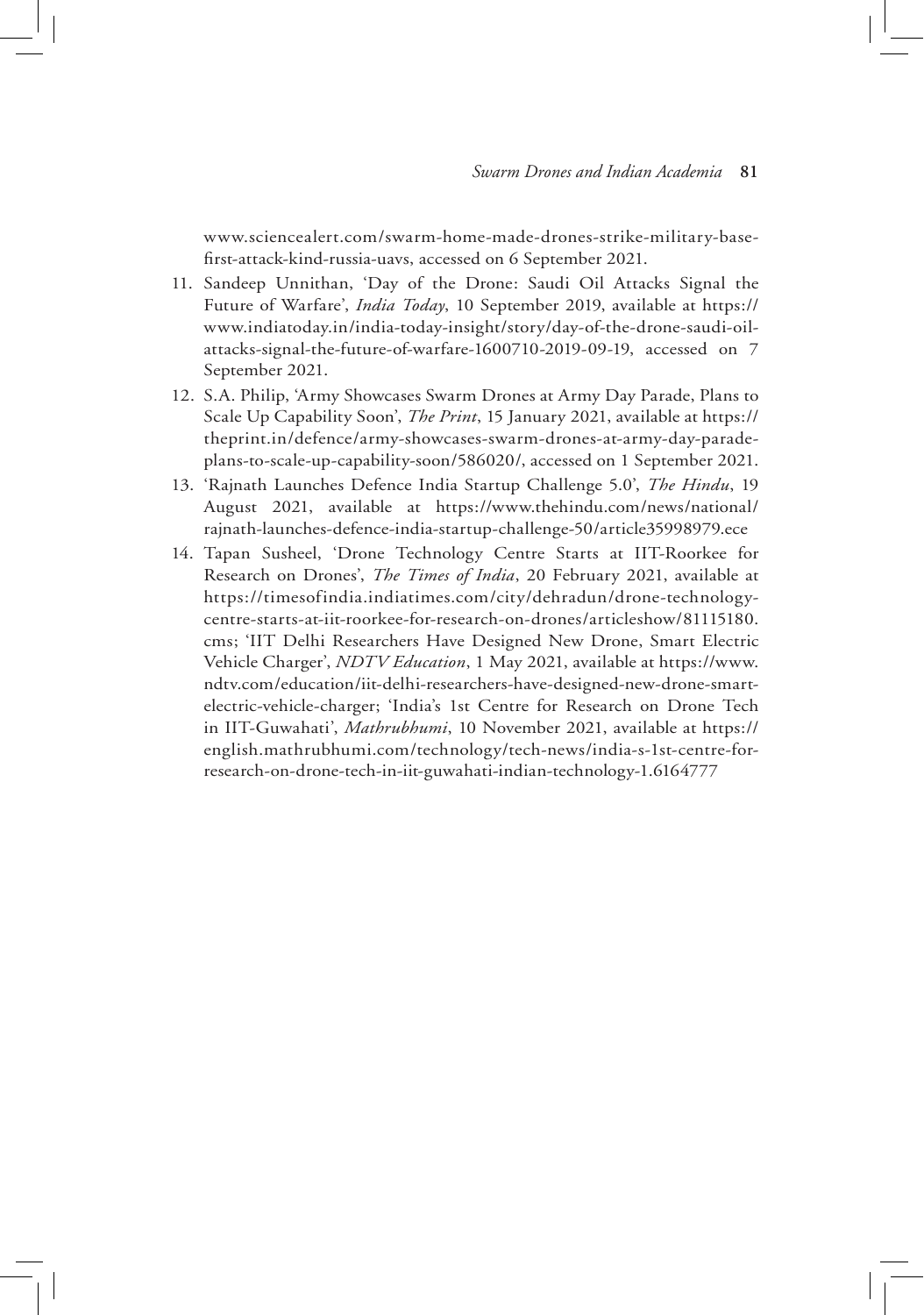www.sciencealert.com/swarm-home-made-drones-strike-military-base-first-attack-kind-russia-uavs, accessed on 6 September 2021.

11. Sandeep Unnithan, 'Day of the Drone: Saudi Oil Attacks Signal the Future of Warfare', *India Today*, 10 September 2019, available at https://www.indiatoday.in/india-today-insight/story/day-of-the-drone-saudi-oil-attacks-signal-the-future-of-warfare-1600710-2019-09-19, accessed on 7 September 2021.
12. S.A. Philip, 'Army Showcases Swarm Drones at Army Day Parade, Plans to Scale Up Capability Soon', *The Print*, 15 January 2021, available at https://theprint.in/defence/army-showcases-swarm-drones-at-army-day-parade-plans-to-scale-up-capability-soon/586020/, accessed on 1 September 2021.
13. 'Rajnath Launches Defence India Startup Challenge 5.0', *The Hindu*, 19 August 2021, available at https://www.thehindu.com/news/national/rajnath-launches-defence-india-startup-challenge-50/article35998979.ece
14. Tapan Susheel, 'Drone Technology Centre Starts at IIT-Roorkee for Research on Drones', *The Times of India*, 20 February 2021, available at https://timesofindia.indiatimes.com/city/dehradun/drone-technology-centre-starts-at-iit-roorkee-for-research-on-drones/articleshow/81115180.cms; 'IIT Delhi Researchers Have Designed New Drone, Smart Electric Vehicle Charger', *NDTV Education*, 1 May 2021, available at https://www.ndtv.com/education/iit-delhi-researchers-have-designed-new-drone-smart-electric-vehicle-charger; 'India's 1st Centre for Research on Drone Tech in IIT-Guwahati', *Mathrubhumi*, 10 November 2021, available at https://english.mathrubhumi.com/technology/tech-news/india-s-1st-centre-for-research-on-drone-tech-in-iit-guwahati-indian-technology-1.6164777